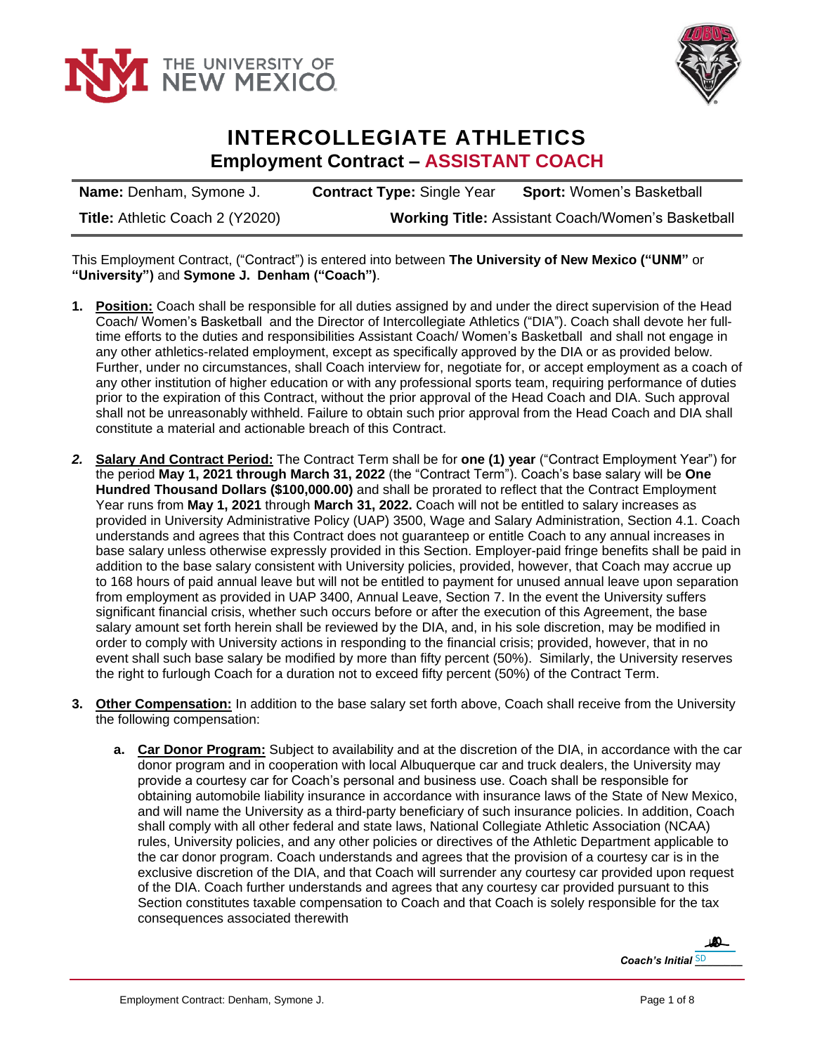# INTERCOLLEGIATE ATHLETICS
## Employment Contract – ASSISTANT COACH

| **Name:** Denham, Symone J. | **Contract Type:** Single Year | **Sport:** Women's Basketball |
|---|---|---|
| **Title:** Athletic Coach 2 (Y2020) | | **Working Title:** Assistant Coach/Women's Basketball |

This Employment Contract, ("Contract") is entered into between **The University of New Mexico ("UNM"** or **"University")** and **Symone J. Denham ("Coach")**.

1. **Position:** Coach shall be responsible for all duties assigned by and under the direct supervision of the Head Coach/ Women's Basketball and the Director of Intercollegiate Athletics ("DIA"). Coach shall devote her full-time efforts to the duties and responsibilities Assistant Coach/ Women's Basketball and shall not engage in any other athletics-related employment, except as specifically approved by the DIA or as provided below. Further, under no circumstances, shall Coach interview for, negotiate for, or accept employment as a coach of any other institution of higher education or with any professional sports team, requiring performance of duties prior to the expiration of this Contract, without the prior approval of the Head Coach and DIA. Such approval shall not be unreasonably withheld. Failure to obtain such prior approval from the Head Coach and DIA shall constitute a material and actionable breach of this Contract.

2. **Salary And Contract Period:** The Contract Term shall be for **one (1) year** ("Contract Employment Year") for the period **May 1, 2021 through March 31, 2022** (the "Contract Term"). Coach's base salary will be **One Hundred Thousand Dollars ($100,000.00)** and shall be prorated to reflect that the Contract Employment Year runs from **May 1, 2021** through **March 31, 2022.** Coach will not be entitled to salary increases as provided in University Administrative Policy (UAP) 3500, Wage and Salary Administration, Section 4.1. Coach understands and agrees that this Contract does not guaranteep or entitle Coach to any annual increases in base salary unless otherwise expressly provided in this Section. Employer-paid fringe benefits shall be paid in addition to the base salary consistent with University policies, provided, however, that Coach may accrue up to 168 hours of paid annual leave but will not be entitled to payment for unused annual leave upon separation from employment as provided in UAP 3400, Annual Leave, Section 7. In the event the University suffers significant financial crisis, whether such occurs before or after the execution of this Agreement, the base salary amount set forth herein shall be reviewed by the DIA, and, in his sole discretion, may be modified in order to comply with University actions in responding to the financial crisis; provided, however, that in no event shall such base salary be modified by more than fifty percent (50%). Similarly, the University reserves the right to furlough Coach for a duration not to exceed fifty percent (50%) of the Contract Term.

3. **Other Compensation:** In addition to the base salary set forth above, Coach shall receive from the University the following compensation:

   a. **Car Donor Program:** Subject to availability and at the discretion of the DIA, in accordance with the car donor program and in cooperation with local Albuquerque car and truck dealers, the University may provide a courtesy car for Coach's personal and business use. Coach shall be responsible for obtaining automobile liability insurance in accordance with insurance laws of the State of New Mexico, and will name the University as a third-party beneficiary of such insurance policies. In addition, Coach shall comply with all other federal and state laws, National Collegiate Athletic Association (NCAA) rules, University policies, and any other policies or directives of the Athletic Department applicable to the car donor program. Coach understands and agrees that the provision of a courtesy car is in the exclusive discretion of the DIA, and that Coach will surrender any courtesy car provided upon request of the DIA. Coach further understands and agrees that any courtesy car provided pursuant to this Section constitutes taxable compensation to Coach and that Coach is solely responsible for the tax consequences associated therewith

*Coach's Initial* SD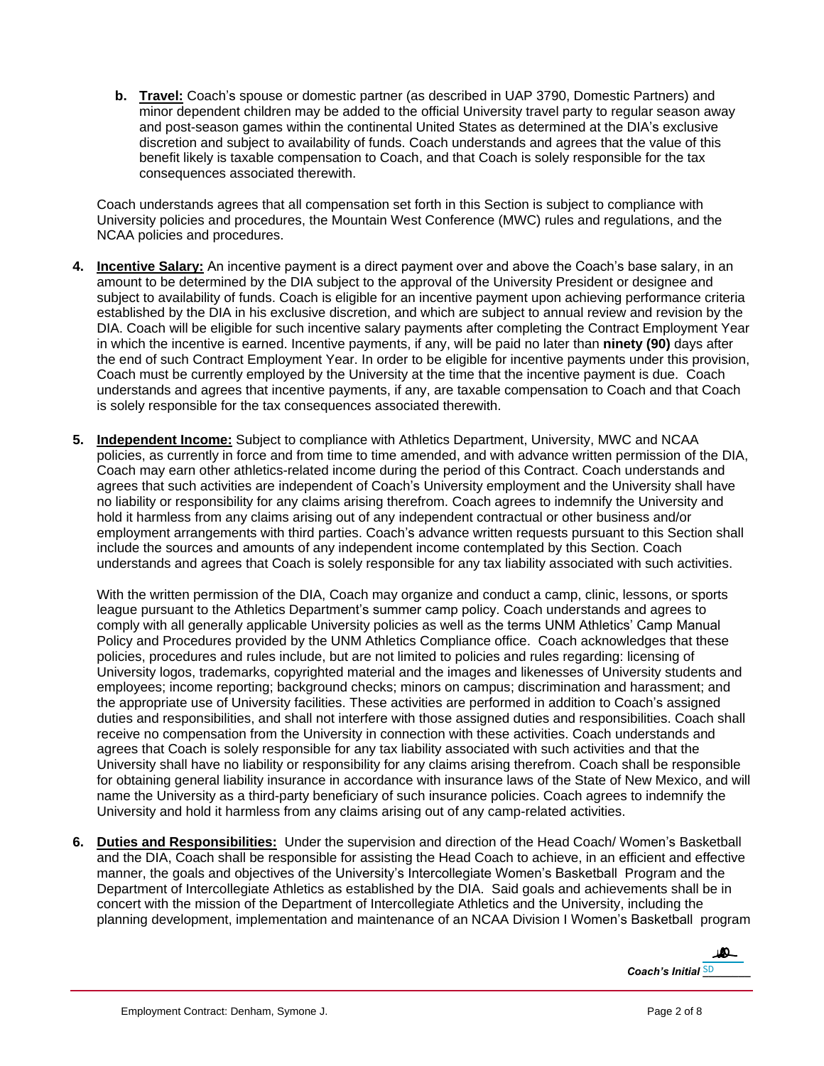**b. Travel:** Coach's spouse or domestic partner (as described in UAP 3790, Domestic Partners) and minor dependent children may be added to the official University travel party to regular season away and post-season games within the continental United States as determined at the DIA's exclusive discretion and subject to availability of funds. Coach understands and agrees that the value of this benefit likely is taxable compensation to Coach, and that Coach is solely responsible for the tax consequences associated therewith.

Coach understands agrees that all compensation set forth in this Section is subject to compliance with University policies and procedures, the Mountain West Conference (MWC) rules and regulations, and the NCAA policies and procedures.

4. **Incentive Salary:** An incentive payment is a direct payment over and above the Coach's base salary, in an amount to be determined by the DIA subject to the approval of the University President or designee and subject to availability of funds. Coach is eligible for an incentive payment upon achieving performance criteria established by the DIA in his exclusive discretion, and which are subject to annual review and revision by the DIA. Coach will be eligible for such incentive salary payments after completing the Contract Employment Year in which the incentive is earned. Incentive payments, if any, will be paid no later than **ninety (90)** days after the end of such Contract Employment Year. In order to be eligible for incentive payments under this provision, Coach must be currently employed by the University at the time that the incentive payment is due. Coach understands and agrees that incentive payments, if any, are taxable compensation to Coach and that Coach is solely responsible for the tax consequences associated therewith.

5. **Independent Income:** Subject to compliance with Athletics Department, University, MWC and NCAA policies, as currently in force and from time to time amended, and with advance written permission of the DIA, Coach may earn other athletics-related income during the period of this Contract. Coach understands and agrees that such activities are independent of Coach's University employment and the University shall have no liability or responsibility for any claims arising therefrom. Coach agrees to indemnify the University and hold it harmless from any claims arising out of any independent contractual or other business and/or employment arrangements with third parties. Coach's advance written requests pursuant to this Section shall include the sources and amounts of any independent income contemplated by this Section. Coach understands and agrees that Coach is solely responsible for any tax liability associated with such activities.

   With the written permission of the DIA, Coach may organize and conduct a camp, clinic, lessons, or sports league pursuant to the Athletics Department's summer camp policy. Coach understands and agrees to comply with all generally applicable University policies as well as the terms UNM Athletics' Camp Manual Policy and Procedures provided by the UNM Athletics Compliance office. Coach acknowledges that these policies, procedures and rules include, but are not limited to policies and rules regarding: licensing of University logos, trademarks, copyrighted material and the images and likenesses of University students and employees; income reporting; background checks; minors on campus; discrimination and harassment; and the appropriate use of University facilities. These activities are performed in addition to Coach's assigned duties and responsibilities, and shall not interfere with those assigned duties and responsibilities. Coach shall receive no compensation from the University in connection with these activities. Coach understands and agrees that Coach is solely responsible for any tax liability associated with such activities and that the University shall have no liability or responsibility for any claims arising therefrom. Coach shall be responsible for obtaining general liability insurance in accordance with insurance laws of the State of New Mexico, and will name the University as a third-party beneficiary of such insurance policies. Coach agrees to indemnify the University and hold it harmless from any claims arising out of any camp-related activities.

6. **Duties and Responsibilities:** Under the supervision and direction of the Head Coach/ Women's Basketball and the DIA, Coach shall be responsible for assisting the Head Coach to achieve, in an efficient and effective manner, the goals and objectives of the University's Intercollegiate Women's Basketball Program and the Department of Intercollegiate Athletics as established by the DIA. Said goals and achievements shall be in concert with the mission of the Department of Intercollegiate Athletics and the University, including the planning development, implementation and maintenance of an NCAA Division I Women's Basketball program

*Coach's Initial* SD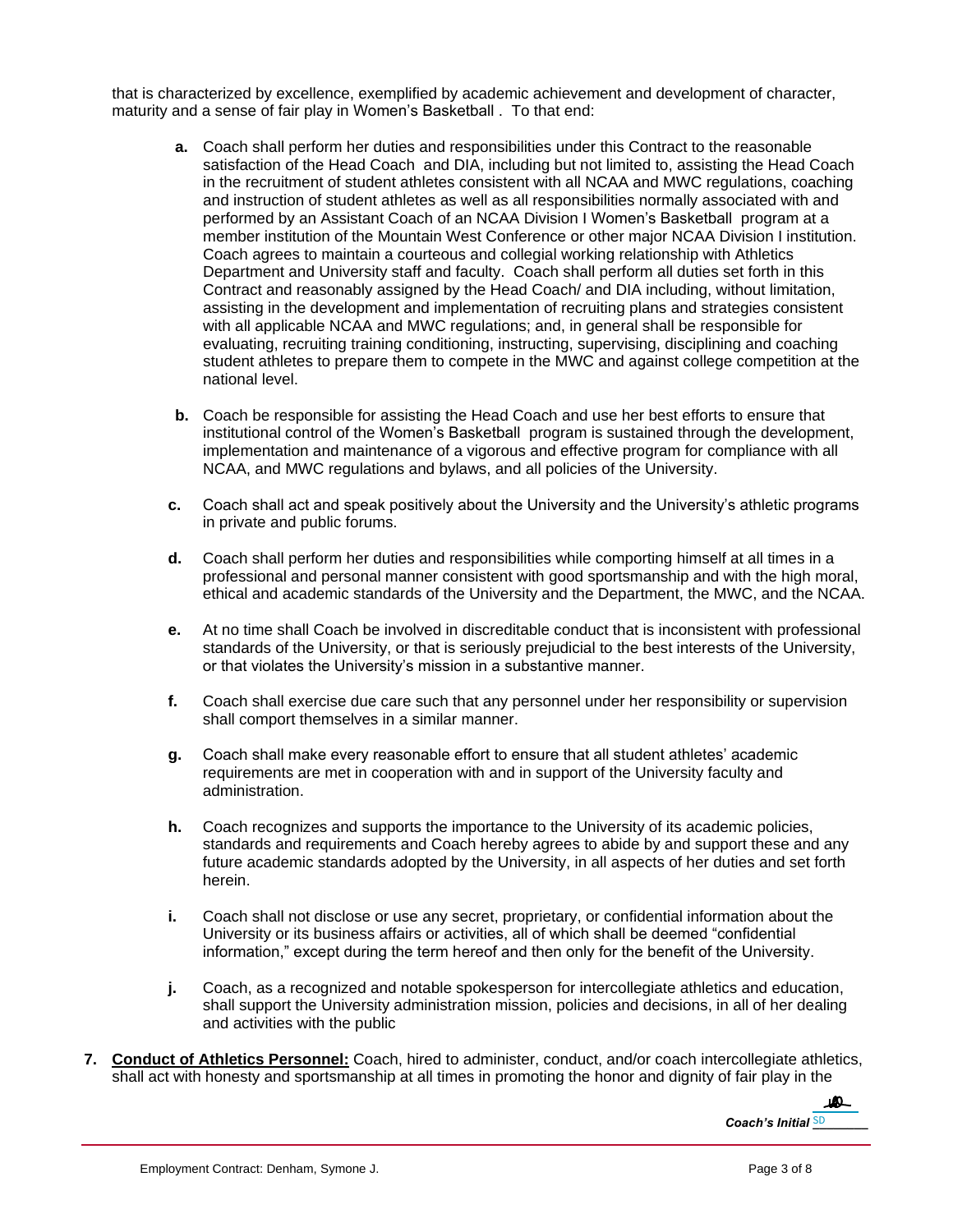that is characterized by excellence, exemplified by academic achievement and development of character, maturity and a sense of fair play in Women's Basketball . To that end:

- **a.** Coach shall perform her duties and responsibilities under this Contract to the reasonable satisfaction of the Head Coach and DIA, including but not limited to, assisting the Head Coach in the recruitment of student athletes consistent with all NCAA and MWC regulations, coaching and instruction of student athletes as well as all responsibilities normally associated with and performed by an Assistant Coach of an NCAA Division I Women's Basketball program at a member institution of the Mountain West Conference or other major NCAA Division I institution. Coach agrees to maintain a courteous and collegial working relationship with Athletics Department and University staff and faculty. Coach shall perform all duties set forth in this Contract and reasonably assigned by the Head Coach/ and DIA including, without limitation, assisting in the development and implementation of recruiting plans and strategies consistent with all applicable NCAA and MWC regulations; and, in general shall be responsible for evaluating, recruiting training conditioning, instructing, supervising, disciplining and coaching student athletes to prepare them to compete in the MWC and against college competition at the national level.

- **b.** Coach be responsible for assisting the Head Coach and use her best efforts to ensure that institutional control of the Women's Basketball program is sustained through the development, implementation and maintenance of a vigorous and effective program for compliance with all NCAA, and MWC regulations and bylaws, and all policies of the University.

- **c.** Coach shall act and speak positively about the University and the University's athletic programs in private and public forums.

- **d.** Coach shall perform her duties and responsibilities while comporting himself at all times in a professional and personal manner consistent with good sportsmanship and with the high moral, ethical and academic standards of the University and the Department, the MWC, and the NCAA.

- **e.** At no time shall Coach be involved in discreditable conduct that is inconsistent with professional standards of the University, or that is seriously prejudicial to the best interests of the University, or that violates the University's mission in a substantive manner.

- **f.** Coach shall exercise due care such that any personnel under her responsibility or supervision shall comport themselves in a similar manner.

- **g.** Coach shall make every reasonable effort to ensure that all student athletes' academic requirements are met in cooperation with and in support of the University faculty and administration.

- **h.** Coach recognizes and supports the importance to the University of its academic policies, standards and requirements and Coach hereby agrees to abide by and support these and any future academic standards adopted by the University, in all aspects of her duties and set forth herein.

- **i.** Coach shall not disclose or use any secret, proprietary, or confidential information about the University or its business affairs or activities, all of which shall be deemed "confidential information," except during the term hereof and then only for the benefit of the University.

- **j.** Coach, as a recognized and notable spokesperson for intercollegiate athletics and education, shall support the University administration mission, policies and decisions, in all of her dealing and activities with the public

**7. <u>Conduct of Athletics Personnel:</u>** Coach, hired to administer, conduct, and/or coach intercollegiate athletics, shall act with honesty and sportsmanship at all times in promoting the honor and dignity of fair play in the

***Coach's Initial*** SD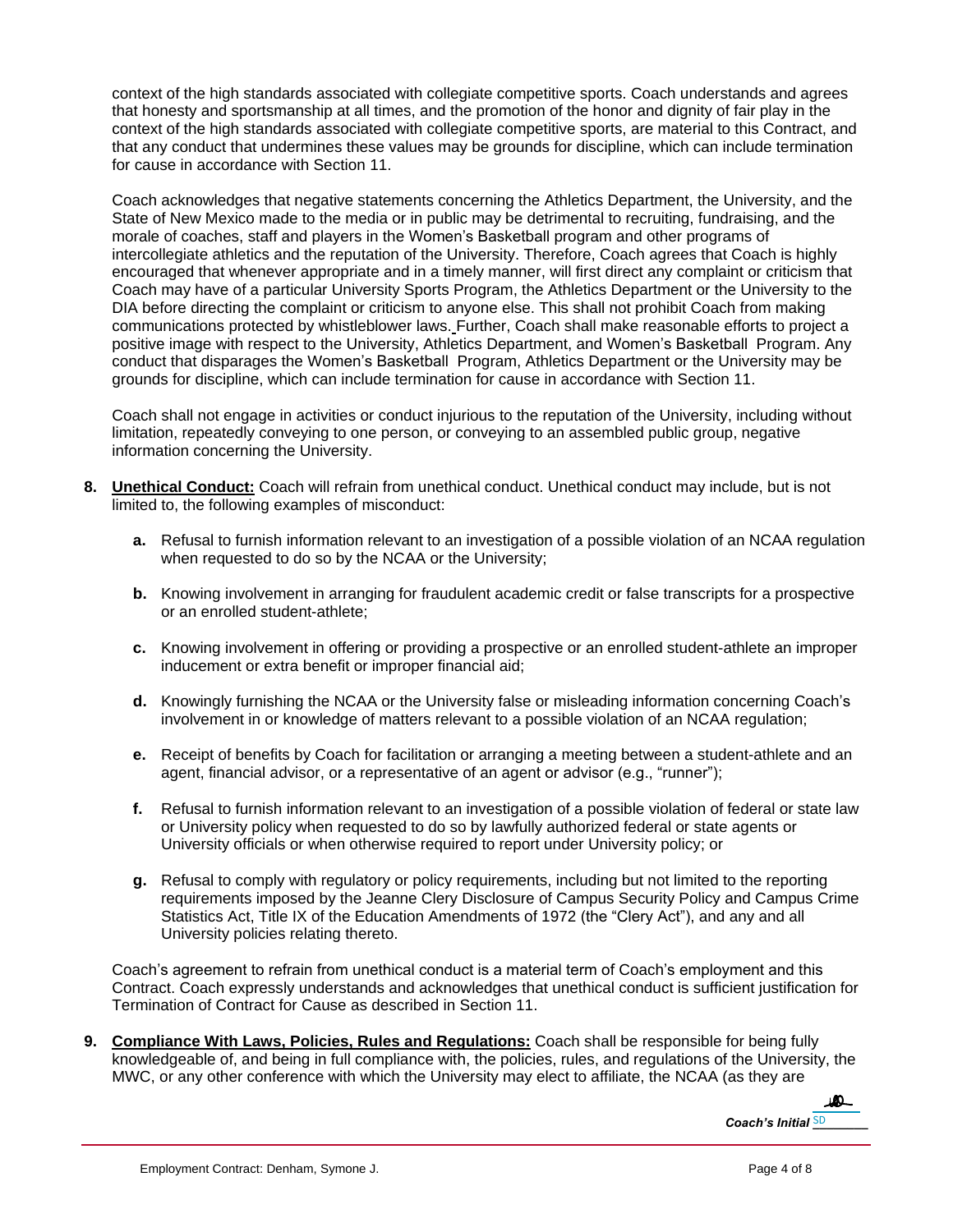context of the high standards associated with collegiate competitive sports. Coach understands and agrees that honesty and sportsmanship at all times, and the promotion of the honor and dignity of fair play in the context of the high standards associated with collegiate competitive sports, are material to this Contract, and that any conduct that undermines these values may be grounds for discipline, which can include termination for cause in accordance with Section 11.

Coach acknowledges that negative statements concerning the Athletics Department, the University, and the State of New Mexico made to the media or in public may be detrimental to recruiting, fundraising, and the morale of coaches, staff and players in the Women's Basketball program and other programs of intercollegiate athletics and the reputation of the University. Therefore, Coach agrees that Coach is highly encouraged that whenever appropriate and in a timely manner, will first direct any complaint or criticism that Coach may have of a particular University Sports Program, the Athletics Department or the University to the DIA before directing the complaint or criticism to anyone else. This shall not prohibit Coach from making communications protected by whistleblower laws. Further, Coach shall make reasonable efforts to project a positive image with respect to the University, Athletics Department, and Women's Basketball Program. Any conduct that disparages the Women's Basketball Program, Athletics Department or the University may be grounds for discipline, which can include termination for cause in accordance with Section 11.

Coach shall not engage in activities or conduct injurious to the reputation of the University, including without limitation, repeatedly conveying to one person, or conveying to an assembled public group, negative information concerning the University.

8. **Unethical Conduct:** Coach will refrain from unethical conduct. Unethical conduct may include, but is not limited to, the following examples of misconduct:

   **a.** Refusal to furnish information relevant to an investigation of a possible violation of an NCAA regulation when requested to do so by the NCAA or the University;

   **b.** Knowing involvement in arranging for fraudulent academic credit or false transcripts for a prospective or an enrolled student-athlete;

   **c.** Knowing involvement in offering or providing a prospective or an enrolled student-athlete an improper inducement or extra benefit or improper financial aid;

   **d.** Knowingly furnishing the NCAA or the University false or misleading information concerning Coach's involvement in or knowledge of matters relevant to a possible violation of an NCAA regulation;

   **e.** Receipt of benefits by Coach for facilitation or arranging a meeting between a student-athlete and an agent, financial advisor, or a representative of an agent or advisor (e.g., "runner");

   **f.** Refusal to furnish information relevant to an investigation of a possible violation of federal or state law or University policy when requested to do so by lawfully authorized federal or state agents or University officials or when otherwise required to report under University policy; or

   **g.** Refusal to comply with regulatory or policy requirements, including but not limited to the reporting requirements imposed by the Jeanne Clery Disclosure of Campus Security Policy and Campus Crime Statistics Act, Title IX of the Education Amendments of 1972 (the "Clery Act"), and any and all University policies relating thereto.

   Coach's agreement to refrain from unethical conduct is a material term of Coach's employment and this Contract. Coach expressly understands and acknowledges that unethical conduct is sufficient justification for Termination of Contract for Cause as described in Section 11.

9. **Compliance With Laws, Policies, Rules and Regulations:** Coach shall be responsible for being fully knowledgeable of, and being in full compliance with, the policies, rules, and regulations of the University, the MWC, or any other conference with which the University may elect to affiliate, the NCAA (as they are

*Coach's Initial* SD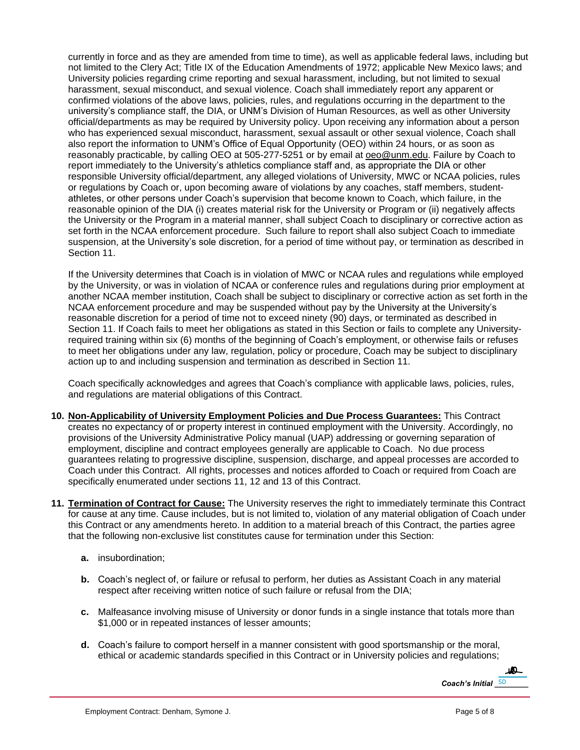currently in force and as they are amended from time to time), as well as applicable federal laws, including but not limited to the Clery Act; Title IX of the Education Amendments of 1972; applicable New Mexico laws; and University policies regarding crime reporting and sexual harassment, including, but not limited to sexual harassment, sexual misconduct, and sexual violence. Coach shall immediately report any apparent or confirmed violations of the above laws, policies, rules, and regulations occurring in the department to the university's compliance staff, the DIA, or UNM's Division of Human Resources, as well as other University official/departments as may be required by University policy. Upon receiving any information about a person who has experienced sexual misconduct, harassment, sexual assault or other sexual violence, Coach shall also report the information to UNM's Office of Equal Opportunity (OEO) within 24 hours, or as soon as reasonably practicable, by calling OEO at 505-277-5251 or by email at oeo@unm.edu. Failure by Coach to report immediately to the University's athletics compliance staff and, as appropriate the DIA or other responsible University official/department, any alleged violations of University, MWC or NCAA policies, rules or regulations by Coach or, upon becoming aware of violations by any coaches, staff members, student-athletes, or other persons under Coach's supervision that become known to Coach, which failure, in the reasonable opinion of the DIA (i) creates material risk for the University or Program or (ii) negatively affects the University or the Program in a material manner, shall subject Coach to disciplinary or corrective action as set forth in the NCAA enforcement procedure. Such failure to report shall also subject Coach to immediate suspension, at the University's sole discretion, for a period of time without pay, or termination as described in Section 11.

If the University determines that Coach is in violation of MWC or NCAA rules and regulations while employed by the University, or was in violation of NCAA or conference rules and regulations during prior employment at another NCAA member institution, Coach shall be subject to disciplinary or corrective action as set forth in the NCAA enforcement procedure and may be suspended without pay by the University at the University's reasonable discretion for a period of time not to exceed ninety (90) days, or terminated as described in Section 11. If Coach fails to meet her obligations as stated in this Section or fails to complete any University-required training within six (6) months of the beginning of Coach's employment, or otherwise fails or refuses to meet her obligations under any law, regulation, policy or procedure, Coach may be subject to disciplinary action up to and including suspension and termination as described in Section 11.

Coach specifically acknowledges and agrees that Coach's compliance with applicable laws, policies, rules, and regulations are material obligations of this Contract.

10. **Non-Applicability of University Employment Policies and Due Process Guarantees:** This Contract creates no expectancy of or property interest in continued employment with the University. Accordingly, no provisions of the University Administrative Policy manual (UAP) addressing or governing separation of employment, discipline and contract employees generally are applicable to Coach. No due process guarantees relating to progressive discipline, suspension, discharge, and appeal processes are accorded to Coach under this Contract. All rights, processes and notices afforded to Coach or required from Coach are specifically enumerated under sections 11, 12 and 13 of this Contract.

11. **Termination of Contract for Cause:** The University reserves the right to immediately terminate this Contract for cause at any time. Cause includes, but is not limited to, violation of any material obligation of Coach under this Contract or any amendments hereto. In addition to a material breach of this Contract, the parties agree that the following non-exclusive list constitutes cause for termination under this Section:

    **a.** insubordination;

    **b.** Coach's neglect of, or failure or refusal to perform, her duties as Assistant Coach in any material respect after receiving written notice of such failure or refusal from the DIA;

    **c.** Malfeasance involving misuse of University or donor funds in a single instance that totals more than $1,000 or in repeated instances of lesser amounts;

    **d.** Coach's failure to comport herself in a manner consistent with good sportsmanship or the moral, ethical or academic standards specified in this Contract or in University policies and regulations;

***Coach's Initial*** SD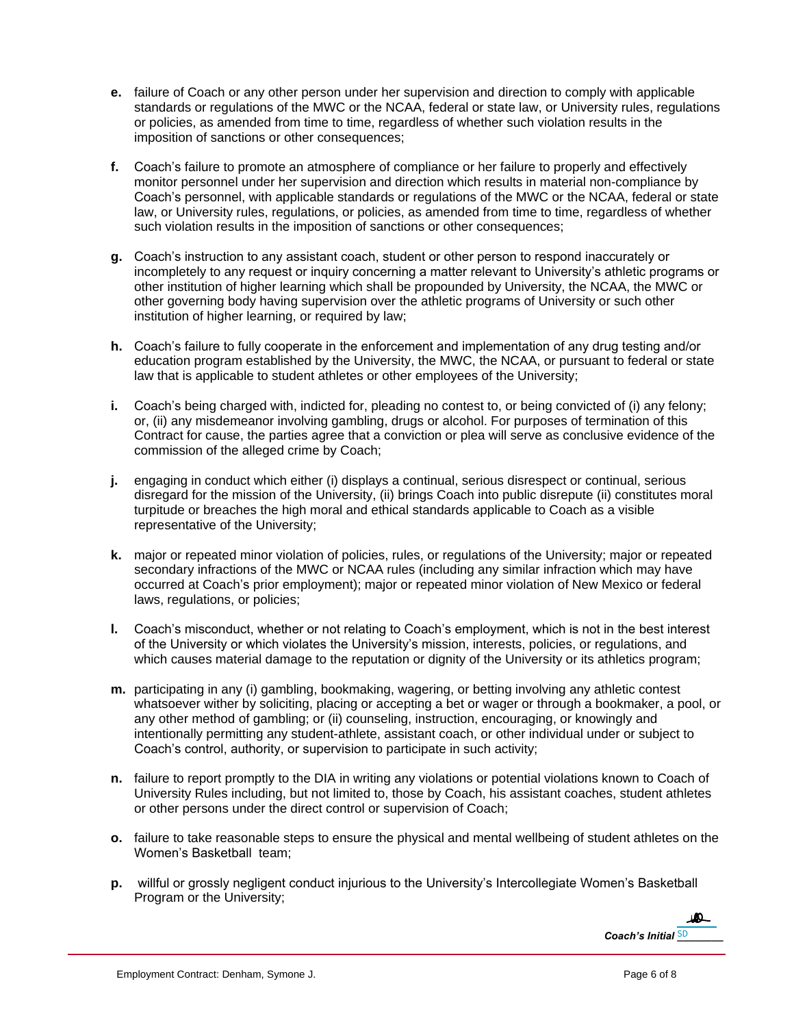**e.** failure of Coach or any other person under her supervision and direction to comply with applicable standards or regulations of the MWC or the NCAA, federal or state law, or University rules, regulations or policies, as amended from time to time, regardless of whether such violation results in the imposition of sanctions or other consequences;

**f.** Coach's failure to promote an atmosphere of compliance or her failure to properly and effectively monitor personnel under her supervision and direction which results in material non-compliance by Coach's personnel, with applicable standards or regulations of the MWC or the NCAA, federal or state law, or University rules, regulations, or policies, as amended from time to time, regardless of whether such violation results in the imposition of sanctions or other consequences;

**g.** Coach's instruction to any assistant coach, student or other person to respond inaccurately or incompletely to any request or inquiry concerning a matter relevant to University's athletic programs or other institution of higher learning which shall be propounded by University, the NCAA, the MWC or other governing body having supervision over the athletic programs of University or such other institution of higher learning, or required by law;

**h.** Coach's failure to fully cooperate in the enforcement and implementation of any drug testing and/or education program established by the University, the MWC, the NCAA, or pursuant to federal or state law that is applicable to student athletes or other employees of the University;

**i.** Coach's being charged with, indicted for, pleading no contest to, or being convicted of (i) any felony; or, (ii) any misdemeanor involving gambling, drugs or alcohol. For purposes of termination of this Contract for cause, the parties agree that a conviction or plea will serve as conclusive evidence of the commission of the alleged crime by Coach;

**j.** engaging in conduct which either (i) displays a continual, serious disrespect or continual, serious disregard for the mission of the University, (ii) brings Coach into public disrepute (ii) constitutes moral turpitude or breaches the high moral and ethical standards applicable to Coach as a visible representative of the University;

**k.** major or repeated minor violation of policies, rules, or regulations of the University; major or repeated secondary infractions of the MWC or NCAA rules (including any similar infraction which may have occurred at Coach's prior employment); major or repeated minor violation of New Mexico or federal laws, regulations, or policies;

**l.** Coach's misconduct, whether or not relating to Coach's employment, which is not in the best interest of the University or which violates the University's mission, interests, policies, or regulations, and which causes material damage to the reputation or dignity of the University or its athletics program;

**m.** participating in any (i) gambling, bookmaking, wagering, or betting involving any athletic contest whatsoever wither by soliciting, placing or accepting a bet or wager or through a bookmaker, a pool, or any other method of gambling; or (ii) counseling, instruction, encouraging, or knowingly and intentionally permitting any student-athlete, assistant coach, or other individual under or subject to Coach's control, authority, or supervision to participate in such activity;

**n.** failure to report promptly to the DIA in writing any violations or potential violations known to Coach of University Rules including, but not limited to, those by Coach, his assistant coaches, student athletes or other persons under the direct control or supervision of Coach;

**o.** failure to take reasonable steps to ensure the physical and mental wellbeing of student athletes on the Women's Basketball team;

**p.** willful or grossly negligent conduct injurious to the University's Intercollegiate Women's Basketball Program or the University;

***Coach's Initial*** SD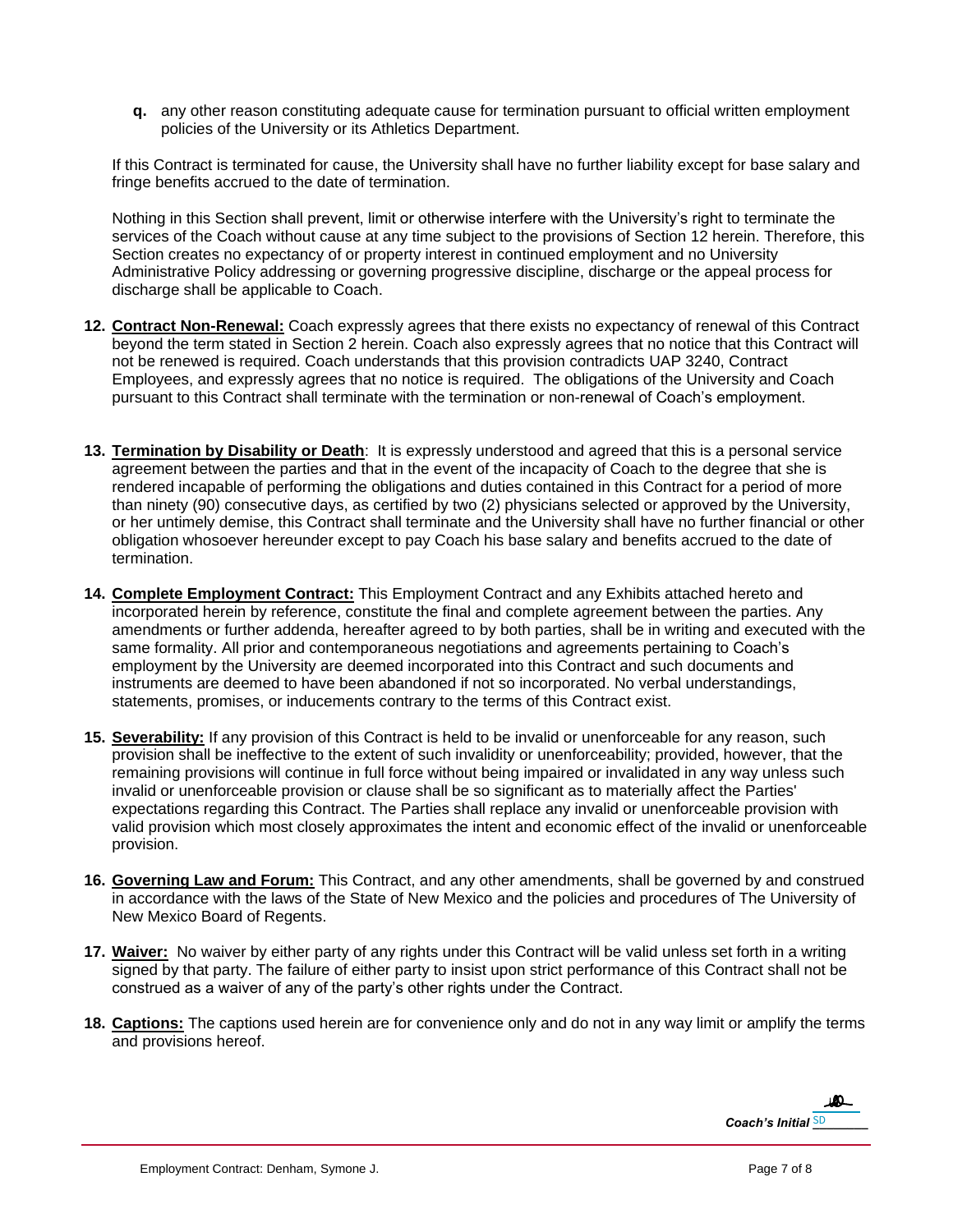**q.** any other reason constituting adequate cause for termination pursuant to official written employment policies of the University or its Athletics Department.

If this Contract is terminated for cause, the University shall have no further liability except for base salary and fringe benefits accrued to the date of termination.

Nothing in this Section shall prevent, limit or otherwise interfere with the University's right to terminate the services of the Coach without cause at any time subject to the provisions of Section 12 herein. Therefore, this Section creates no expectancy of or property interest in continued employment and no University Administrative Policy addressing or governing progressive discipline, discharge or the appeal process for discharge shall be applicable to Coach.

**12. Contract Non-Renewal:** Coach expressly agrees that there exists no expectancy of renewal of this Contract beyond the term stated in Section 2 herein. Coach also expressly agrees that no notice that this Contract will not be renewed is required. Coach understands that this provision contradicts UAP 3240, Contract Employees, and expressly agrees that no notice is required. The obligations of the University and Coach pursuant to this Contract shall terminate with the termination or non-renewal of Coach's employment.

**13. Termination by Disability or Death**: It is expressly understood and agreed that this is a personal service agreement between the parties and that in the event of the incapacity of Coach to the degree that she is rendered incapable of performing the obligations and duties contained in this Contract for a period of more than ninety (90) consecutive days, as certified by two (2) physicians selected or approved by the University, or her untimely demise, this Contract shall terminate and the University shall have no further financial or other obligation whosoever hereunder except to pay Coach his base salary and benefits accrued to the date of termination.

**14. Complete Employment Contract:** This Employment Contract and any Exhibits attached hereto and incorporated herein by reference, constitute the final and complete agreement between the parties. Any amendments or further addenda, hereafter agreed to by both parties, shall be in writing and executed with the same formality. All prior and contemporaneous negotiations and agreements pertaining to Coach's employment by the University are deemed incorporated into this Contract and such documents and instruments are deemed to have been abandoned if not so incorporated. No verbal understandings, statements, promises, or inducements contrary to the terms of this Contract exist.

**15. Severability:** If any provision of this Contract is held to be invalid or unenforceable for any reason, such provision shall be ineffective to the extent of such invalidity or unenforceability; provided, however, that the remaining provisions will continue in full force without being impaired or invalidated in any way unless such invalid or unenforceable provision or clause shall be so significant as to materially affect the Parties' expectations regarding this Contract. The Parties shall replace any invalid or unenforceable provision with valid provision which most closely approximates the intent and economic effect of the invalid or unenforceable provision.

**16. Governing Law and Forum:** This Contract, and any other amendments, shall be governed by and construed in accordance with the laws of the State of New Mexico and the policies and procedures of The University of New Mexico Board of Regents.

**17. Waiver:** No waiver by either party of any rights under this Contract will be valid unless set forth in a writing signed by that party. The failure of either party to insist upon strict performance of this Contract shall not be construed as a waiver of any of the party's other rights under the Contract.

**18. Captions:** The captions used herein are for convenience only and do not in any way limit or amplify the terms and provisions hereof.

*Coach's Initial* SD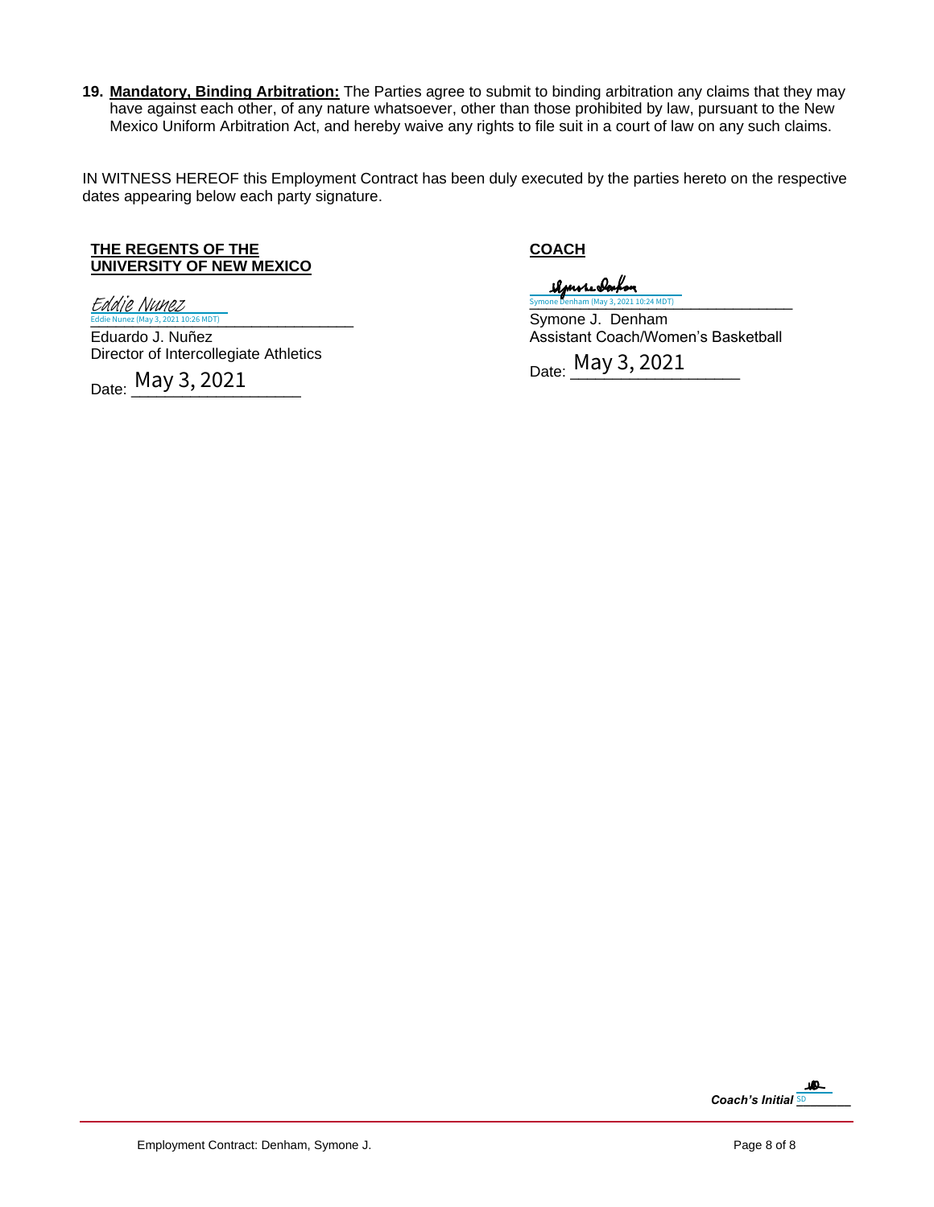**19. Mandatory, Binding Arbitration:** The Parties agree to submit to binding arbitration any claims that they may have against each other, of any nature whatsoever, other than those prohibited by law, pursuant to the New Mexico Uniform Arbitration Act, and hereby waive any rights to file suit in a court of law on any such claims.

IN WITNESS HEREOF this Employment Contract has been duly executed by the parties hereto on the respective dates appearing below each party signature.

**THE REGENTS OF THE UNIVERSITY OF NEW MEXICO**

*Eddie Nunez*
Eddie Nunez (May 3, 2021 10:26 MDT)
Eduardo J. Nuñez
Director of Intercollegiate Athletics

Date: May 3, 2021

**COACH**

Symone Denham (May 3, 2021 10:24 MDT)
Symone J. Denham
Assistant Coach/Women's Basketball

Date: May 3, 2021

*Coach's Initial* SD